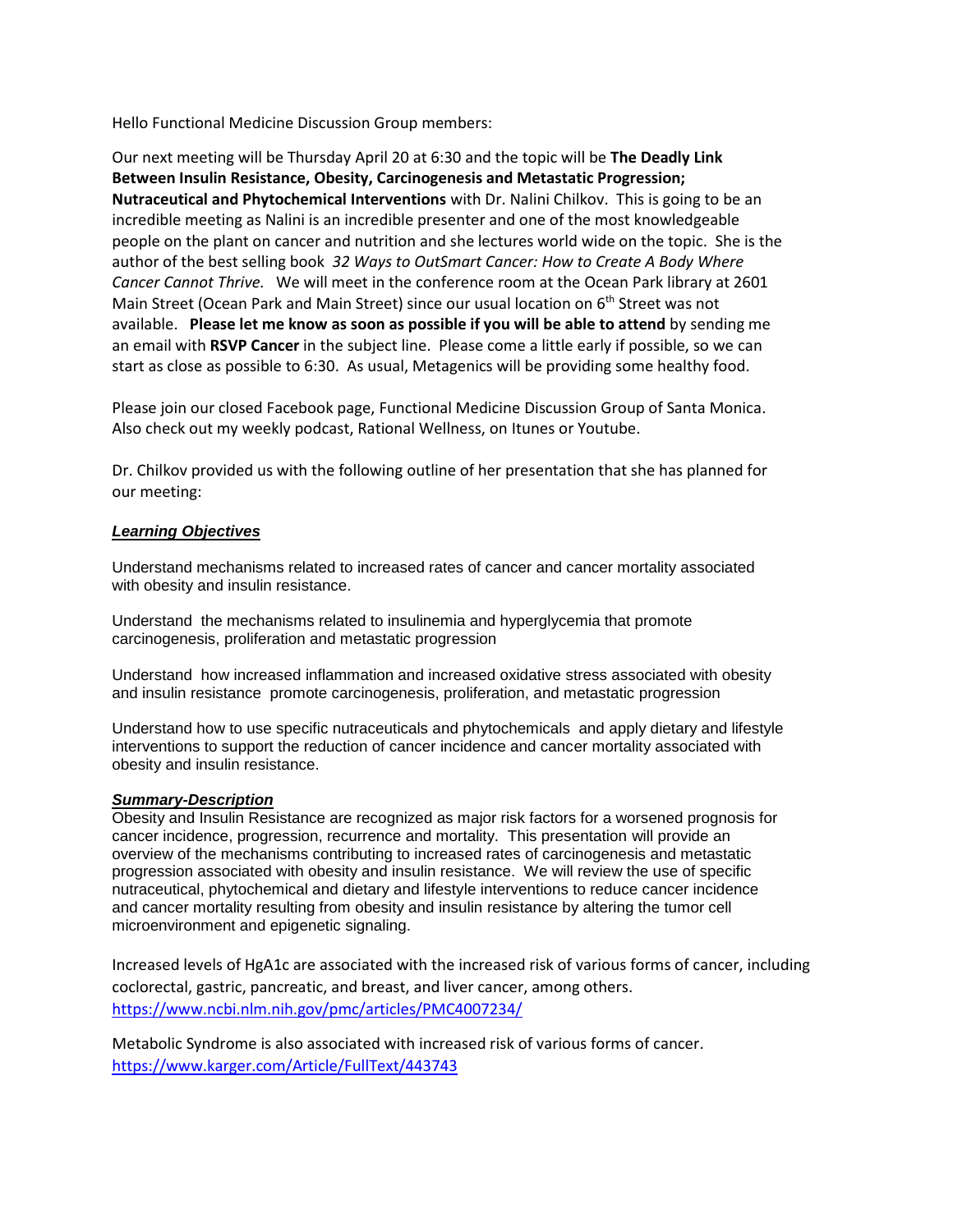Hello Functional Medicine Discussion Group members:

Our next meeting will be Thursday April 20 at 6:30 and the topic will be **The Deadly Link Between Insulin Resistance, Obesity, Carcinogenesis and Metastatic Progression; Nutraceutical and Phytochemical Interventions** with Dr. Nalini Chilkov. This is going to be an incredible meeting as Nalini is an incredible presenter and one of the most knowledgeable people on the plant on cancer and nutrition and she lectures world wide on the topic. She is the author of the best selling book *32 Ways to OutSmart Cancer: How to Create A Body Where Cancer Cannot Thrive.* We will meet in the conference room at the Ocean Park library at 2601 Main Street (Ocean Park and Main Street) since our usual location on 6th Street was not available. **Please let me know as soon as possible if you will be able to attend** by sending me an email with **RSVP Cancer** in the subject line. Please come a little early if possible, so we can start as close as possible to 6:30. As usual, Metagenics will be providing some healthy food.

Please join our closed Facebook page, Functional Medicine Discussion Group of Santa Monica. Also check out my weekly podcast, Rational Wellness, on Itunes or Youtube.

Dr. Chilkov provided us with the following outline of her presentation that she has planned for our meeting:

***Learning Objectives***

Understand mechanisms related to increased rates of cancer and cancer mortality associated with obesity and insulin resistance.

Understand the mechanisms related to insulinemia and hyperglycemia that promote carcinogenesis, proliferation and metastatic progression

Understand how increased inflammation and increased oxidative stress associated with obesity and insulin resistance promote carcinogenesis, proliferation, and metastatic progression

Understand how to use specific nutraceuticals and phytochemicals and apply dietary and lifestyle interventions to support the reduction of cancer incidence and cancer mortality associated with obesity and insulin resistance.

***Summary-Description***

Obesity and Insulin Resistance are recognized as major risk factors for a worsened prognosis for cancer incidence, progression, recurrence and mortality. This presentation will provide an overview of the mechanisms contributing to increased rates of carcinogenesis and metastatic progression associated with obesity and insulin resistance. We will review the use of specific nutraceutical, phytochemical and dietary and lifestyle interventions to reduce cancer incidence and cancer mortality resulting from obesity and insulin resistance by altering the tumor cell microenvironment and epigenetic signaling.

Increased levels of HgA1c are associated with the increased risk of various forms of cancer, including coclorectal, gastric, pancreatic, and breast, and liver cancer, among others.
https://www.ncbi.nlm.nih.gov/pmc/articles/PMC4007234/

Metabolic Syndrome is also associated with increased risk of various forms of cancer.
https://www.karger.com/Article/FullText/443743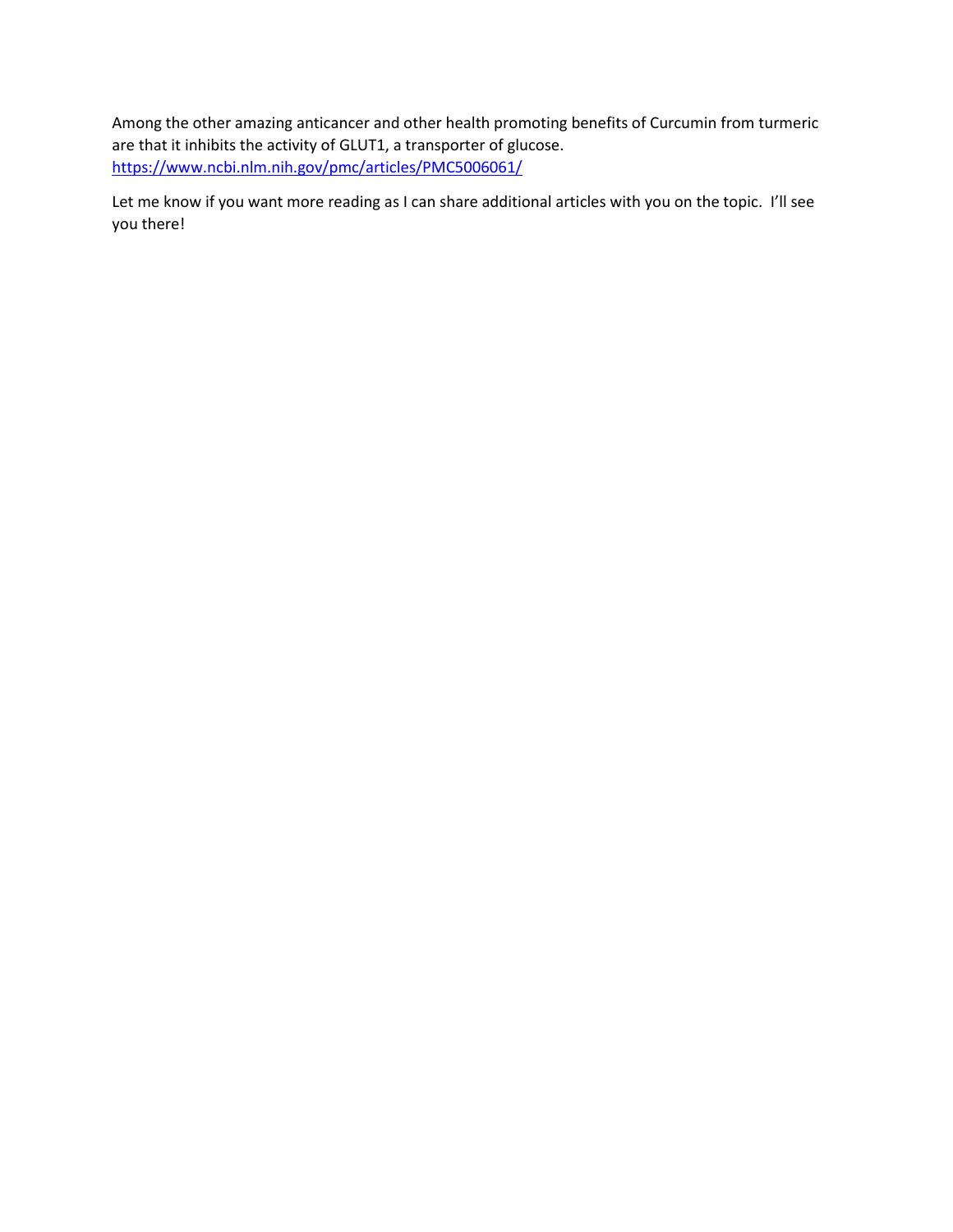Among the other amazing anticancer and other health promoting benefits of Curcumin from turmeric are that it inhibits the activity of GLUT1, a transporter of glucose.
https://www.ncbi.nlm.nih.gov/pmc/articles/PMC5006061/

Let me know if you want more reading as I can share additional articles with you on the topic. I'll see you there!